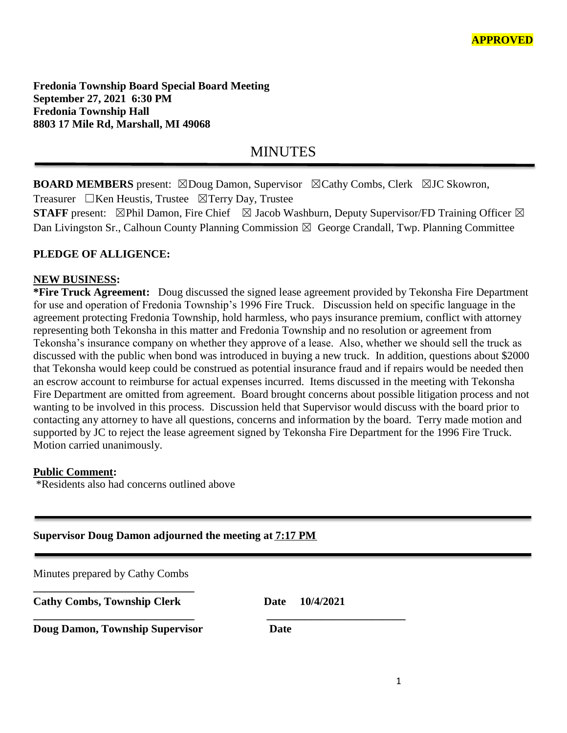**APPROVED**

**Fredonia Township Board Special Board Meeting**
**September 27, 2021 6:30 PM**
**Fredonia Township Hall**
**8803 17 Mile Rd, Marshall, MI 49068**

# MINUTES

**BOARD MEMBERS** present: ☒Doug Damon, Supervisor ☒Cathy Combs, Clerk ☒JC Skowron, Treasurer ☐Ken Heustis, Trustee ☒Terry Day, Trustee
**STAFF** present: ☒Phil Damon, Fire Chief ☒ Jacob Washburn, Deputy Supervisor/FD Training Officer ☒ Dan Livingston Sr., Calhoun County Planning Commission ☒ George Crandall, Twp. Planning Committee

**PLEDGE OF ALLIGENCE:**

**NEW BUSINESS:**

**\*Fire Truck Agreement:** Doug discussed the signed lease agreement provided by Tekonsha Fire Department for use and operation of Fredonia Township's 1996 Fire Truck. Discussion held on specific language in the agreement protecting Fredonia Township, hold harmless, who pays insurance premium, conflict with attorney representing both Tekonsha in this matter and Fredonia Township and no resolution or agreement from Tekonsha's insurance company on whether they approve of a lease. Also, whether we should sell the truck as discussed with the public when bond was introduced in buying a new truck. In addition, questions about $2000 that Tekonsha would keep could be construed as potential insurance fraud and if repairs would be needed then an escrow account to reimburse for actual expenses incurred. Items discussed in the meeting with Tekonsha Fire Department are omitted from agreement. Board brought concerns about possible litigation process and not wanting to be involved in this process. Discussion held that Supervisor would discuss with the board prior to contacting any attorney to have all questions, concerns and information by the board. Terry made motion and supported by JC to reject the lease agreement signed by Tekonsha Fire Department for the 1996 Fire Truck. Motion carried unanimously.

**Public Comment:**

\*Residents also had concerns outlined above

**Supervisor Doug Damon adjourned the meeting at 7:17 PM**

Minutes prepared by Cathy Combs

\_\_\_\_\_\_\_\_\_\_\_\_\_\_\_\_\_\_\_\_\_\_\_\_\_\_\_\_\_\_
**Cathy Combs, Township Clerk** **Date 10/4/2021**

\_\_\_\_\_\_\_\_\_\_\_\_\_\_\_\_\_\_\_\_\_\_\_\_\_\_\_\_\_\_ \_\_\_\_\_\_\_\_\_\_\_\_\_\_\_\_\_\_\_\_\_\_\_\_\_\_
**Doug Damon, Township Supervisor** **Date**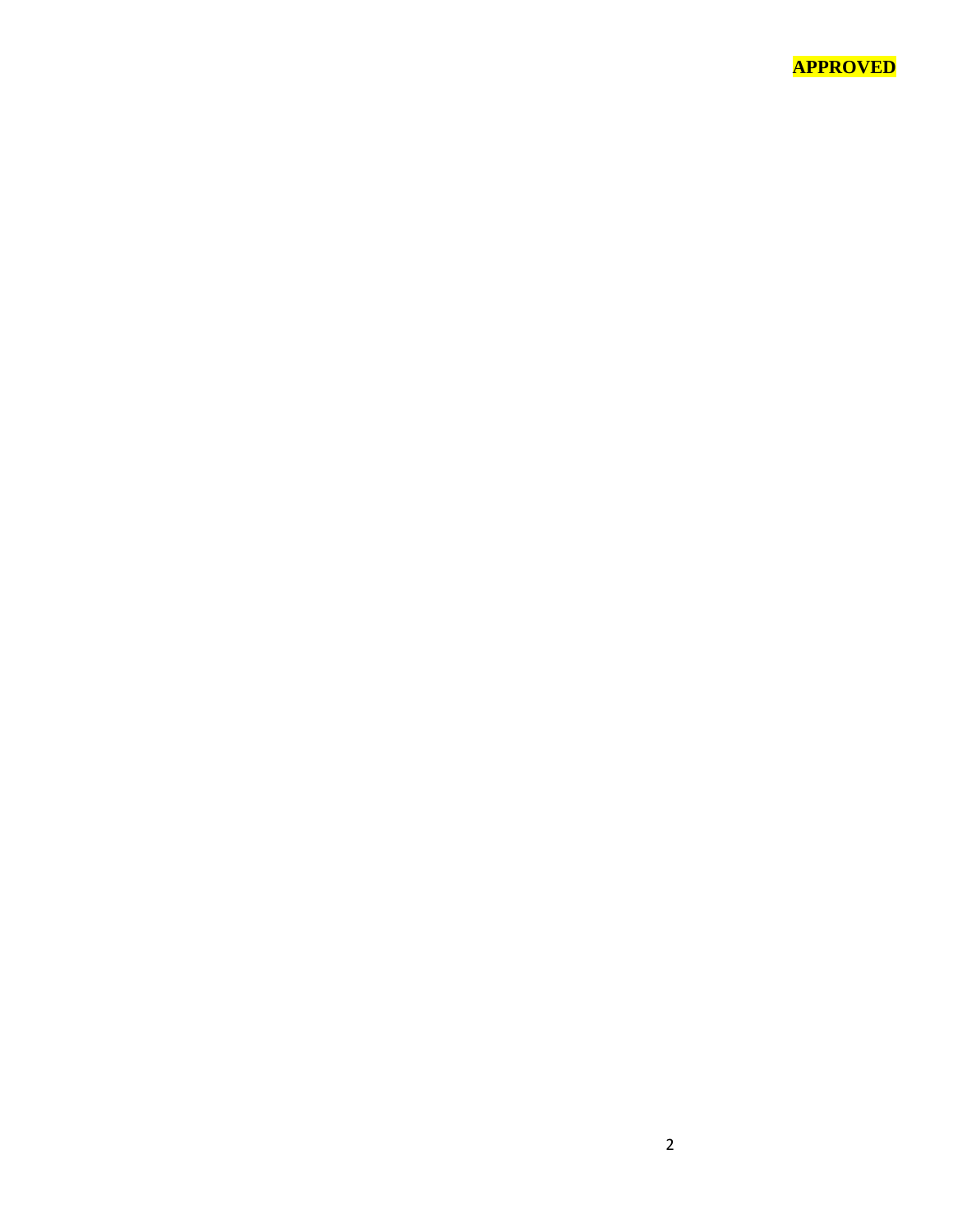**APPROVED**